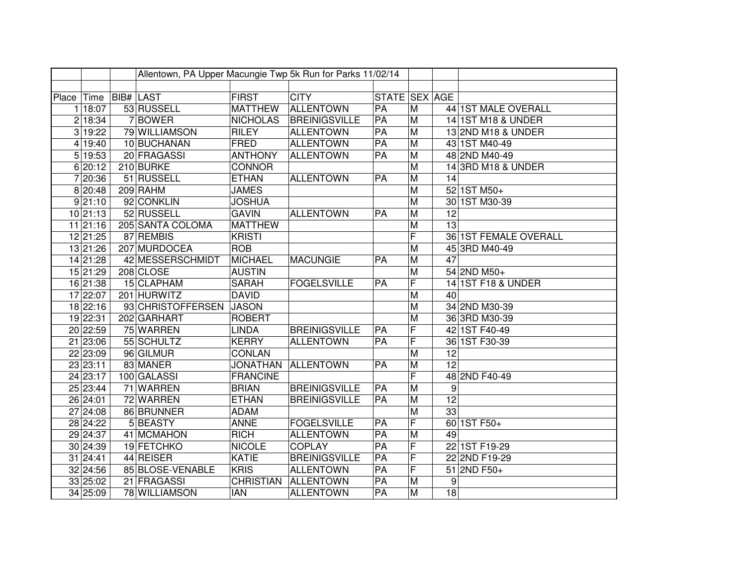Allentown, PA Upper Macungie Twp 5k Run for Parks 11/02/14

| Place | Time | BIB# | LAST | FIRST | CITY | STATE | SEX | AGE | |
|---|---|---|---|---|---|---|---|---|---|
| 1 | 18:07 | 53 | RUSSELL | MATTHEW | ALLENTOWN | PA | M | 44 | 1ST MALE OVERALL |
| 2 | 18:34 | 7 | BOWER | NICHOLAS | BREINIGSVILLE | PA | M | 14 | 1ST M18 & UNDER |
| 3 | 19:22 | 79 | WILLIAMSON | RILEY | ALLENTOWN | PA | M | 13 | 2ND M18 & UNDER |
| 4 | 19:40 | 10 | BUCHANAN | FRED | ALLENTOWN | PA | M | 43 | 1ST M40-49 |
| 5 | 19:53 | 20 | FRAGASSI | ANTHONY | ALLENTOWN | PA | M | 48 | 2ND M40-49 |
| 6 | 20:12 | 210 | BURKE | CONNOR | | | M | 14 | 3RD M18 & UNDER |
| 7 | 20:36 | 51 | RUSSELL | ETHAN | ALLENTOWN | PA | M | 14 | |
| 8 | 20:48 | 209 | RAHM | JAMES | | | M | 52 | 1ST M50+ |
| 9 | 21:10 | 92 | CONKLIN | JOSHUA | | | M | 30 | 1ST M30-39 |
| 10 | 21:13 | 52 | RUSSELL | GAVIN | ALLENTOWN | PA | M | 12 | |
| 11 | 21:16 | 205 | SANTA COLOMA | MATTHEW | | | M | 13 | |
| 12 | 21:25 | 87 | REMBIS | KRISTI | | | F | 36 | 1ST FEMALE OVERALL |
| 13 | 21:26 | 207 | MURDOCEA | ROB | | | M | 45 | 3RD M40-49 |
| 14 | 21:28 | 42 | MESSERSCHMIDT | MICHAEL | MACUNGIE | PA | M | 47 | |
| 15 | 21:29 | 208 | CLOSE | AUSTIN | | | M | 54 | 2ND M50+ |
| 16 | 21:38 | 15 | CLAPHAM | SARAH | FOGELSVILLE | PA | F | 14 | 1ST F18 & UNDER |
| 17 | 22:07 | 201 | HURWITZ | DAVID | | | M | 40 | |
| 18 | 22:16 | 93 | CHRISTOFFERSEN | JASON | | | M | 34 | 2ND M30-39 |
| 19 | 22:31 | 202 | GARHART | ROBERT | | | M | 36 | 3RD M30-39 |
| 20 | 22:59 | 75 | WARREN | LINDA | BREINIGSVILLE | PA | F | 42 | 1ST F40-49 |
| 21 | 23:06 | 55 | SCHULTZ | KERRY | ALLENTOWN | PA | F | 36 | 1ST F30-39 |
| 22 | 23:09 | 96 | GILMUR | CONLAN | | | M | 12 | |
| 23 | 23:11 | 83 | MANER | JONATHAN | ALLENTOWN | PA | M | 12 | |
| 24 | 23:17 | 100 | GALASSI | FRANCINE | | | F | 48 | 2ND F40-49 |
| 25 | 23:44 | 71 | WARREN | BRIAN | BREINIGSVILLE | PA | M | 9 | |
| 26 | 24:01 | 72 | WARREN | ETHAN | BREINIGSVILLE | PA | M | 12 | |
| 27 | 24:08 | 86 | BRUNNER | ADAM | | | M | 33 | |
| 28 | 24:22 | 5 | BEASTY | ANNE | FOGELSVILLE | PA | F | 60 | 1ST F50+ |
| 29 | 24:37 | 41 | MCMAHON | RICH | ALLENTOWN | PA | M | 49 | |
| 30 | 24:39 | 19 | FETCHKO | NICOLE | COPLAY | PA | F | 22 | 1ST F19-29 |
| 31 | 24:41 | 44 | REISER | KATIE | BREINIGSVILLE | PA | F | 22 | 2ND F19-29 |
| 32 | 24:56 | 85 | BLOSE-VENABLE | KRIS | ALLENTOWN | PA | F | 51 | 2ND F50+ |
| 33 | 25:02 | 21 | FRAGASSI | CHRISTIAN | ALLENTOWN | PA | M | 9 | |
| 34 | 25:09 | 78 | WILLIAMSON | IAN | ALLENTOWN | PA | M | 18 | |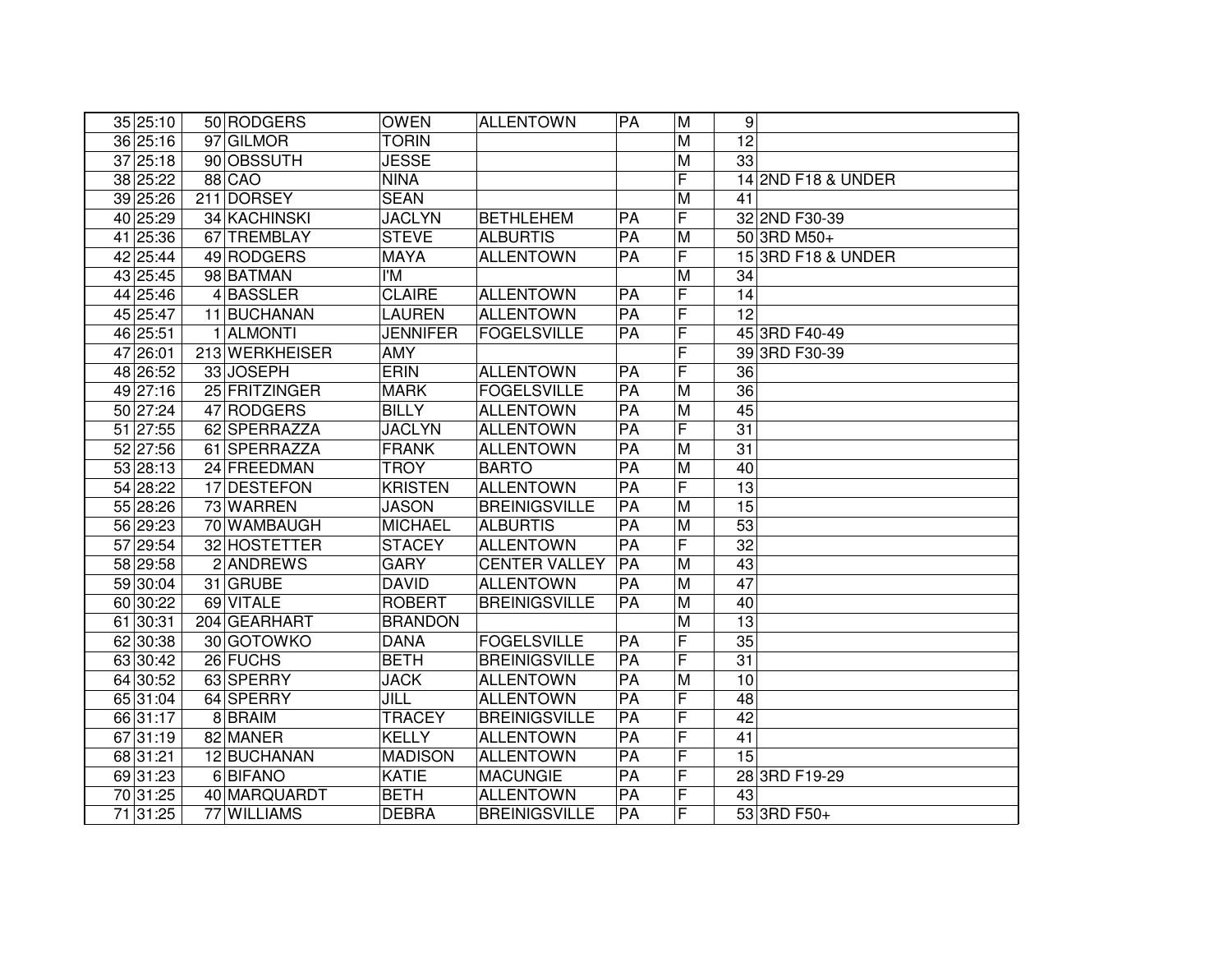| | | | | | | | | |
|---|---|---|---|---|---|---|---|---|
| 35 | 25:10 | 50 | RODGERS | OWEN | ALLENTOWN | PA | M | 9 | |
| 36 | 25:16 | 97 | GILMOR | TORIN | | | M | 12 | |
| 37 | 25:18 | 90 | OBSSUTH | JESSE | | | M | 33 | |
| 38 | 25:22 | 88 | CAO | NINA | | | F | 14 | 2ND F18 & UNDER |
| 39 | 25:26 | 211 | DORSEY | SEAN | | | M | 41 | |
| 40 | 25:29 | 34 | KACHINSKI | JACLYN | BETHLEHEM | PA | F | 32 | 2ND F30-39 |
| 41 | 25:36 | 67 | TREMBLAY | STEVE | ALBURTIS | PA | M | 50 | 3RD M50+ |
| 42 | 25:44 | 49 | RODGERS | MAYA | ALLENTOWN | PA | F | 15 | 3RD F18 & UNDER |
| 43 | 25:45 | 98 | BATMAN | I'M | | | M | 34 | |
| 44 | 25:46 | 4 | BASSLER | CLAIRE | ALLENTOWN | PA | F | 14 | |
| 45 | 25:47 | 11 | BUCHANAN | LAUREN | ALLENTOWN | PA | F | 12 | |
| 46 | 25:51 | 1 | ALMONTI | JENNIFER | FOGELSVILLE | PA | F | 45 | 3RD F40-49 |
| 47 | 26:01 | 213 | WERKHEISER | AMY | | | F | 39 | 3RD F30-39 |
| 48 | 26:52 | 33 | JOSEPH | ERIN | ALLENTOWN | PA | F | 36 | |
| 49 | 27:16 | 25 | FRITZINGER | MARK | FOGELSVILLE | PA | M | 36 | |
| 50 | 27:24 | 47 | RODGERS | BILLY | ALLENTOWN | PA | M | 45 | |
| 51 | 27:55 | 62 | SPERRAZZA | JACLYN | ALLENTOWN | PA | F | 31 | |
| 52 | 27:56 | 61 | SPERRAZZA | FRANK | ALLENTOWN | PA | M | 31 | |
| 53 | 28:13 | 24 | FREEDMAN | TROY | BARTO | PA | M | 40 | |
| 54 | 28:22 | 17 | DESTEFON | KRISTEN | ALLENTOWN | PA | F | 13 | |
| 55 | 28:26 | 73 | WARREN | JASON | BREINIGSVILLE | PA | M | 15 | |
| 56 | 29:23 | 70 | WAMBAUGH | MICHAEL | ALBURTIS | PA | M | 53 | |
| 57 | 29:54 | 32 | HOSTETTER | STACEY | ALLENTOWN | PA | F | 32 | |
| 58 | 29:58 | 2 | ANDREWS | GARY | CENTER VALLEY | PA | M | 43 | |
| 59 | 30:04 | 31 | GRUBE | DAVID | ALLENTOWN | PA | M | 47 | |
| 60 | 30:22 | 69 | VITALE | ROBERT | BREINIGSVILLE | PA | M | 40 | |
| 61 | 30:31 | 204 | GEARHART | BRANDON | | | M | 13 | |
| 62 | 30:38 | 30 | GOTOWKO | DANA | FOGELSVILLE | PA | F | 35 | |
| 63 | 30:42 | 26 | FUCHS | BETH | BREINIGSVILLE | PA | F | 31 | |
| 64 | 30:52 | 63 | SPERRY | JACK | ALLENTOWN | PA | M | 10 | |
| 65 | 31:04 | 64 | SPERRY | JILL | ALLENTOWN | PA | F | 48 | |
| 66 | 31:17 | 8 | BRAIM | TRACEY | BREINIGSVILLE | PA | F | 42 | |
| 67 | 31:19 | 82 | MANER | KELLY | ALLENTOWN | PA | F | 41 | |
| 68 | 31:21 | 12 | BUCHANAN | MADISON | ALLENTOWN | PA | F | 15 | |
| 69 | 31:23 | 6 | BIFANO | KATIE | MACUNGIE | PA | F | 28 | 3RD F19-29 |
| 70 | 31:25 | 40 | MARQUARDT | BETH | ALLENTOWN | PA | F | 43 | |
| 71 | 31:25 | 77 | WILLIAMS | DEBRA | BREINIGSVILLE | PA | F | 53 | 3RD F50+ |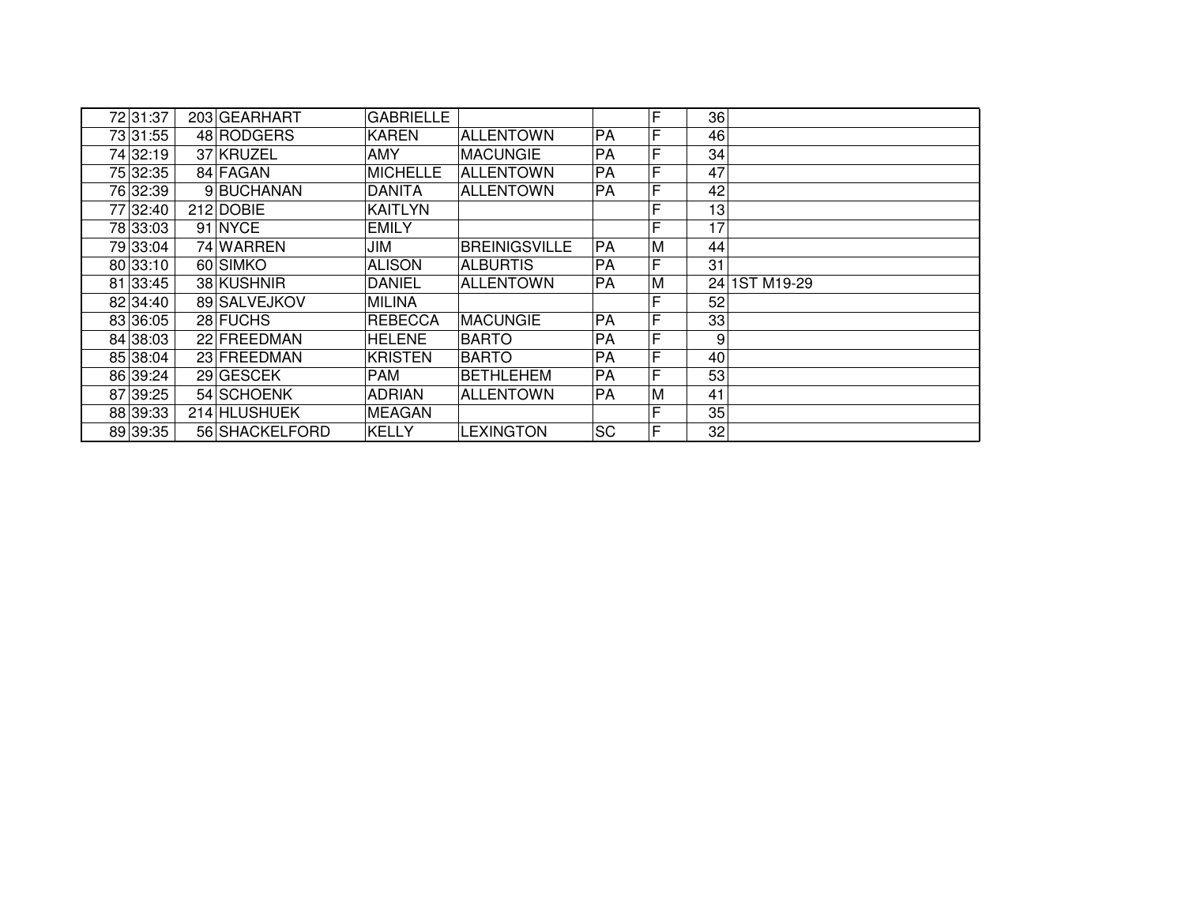| | | | | | | | | |
|---|---|---|---|---|---|---|---|---|
| 72 | 31:37 | 203 | GEARHART | GABRIELLE | | | F | 36 | |
| 73 | 31:55 | 48 | RODGERS | KAREN | ALLENTOWN | PA | F | 46 | |
| 74 | 32:19 | 37 | KRUZEL | AMY | MACUNGIE | PA | F | 34 | |
| 75 | 32:35 | 84 | FAGAN | MICHELLE | ALLENTOWN | PA | F | 47 | |
| 76 | 32:39 | 9 | BUCHANAN | DANITA | ALLENTOWN | PA | F | 42 | |
| 77 | 32:40 | 212 | DOBIE | KAITLYN | | | F | 13 | |
| 78 | 33:03 | 91 | NYCE | EMILY | | | F | 17 | |
| 79 | 33:04 | 74 | WARREN | JIM | BREINIGSVILLE | PA | M | 44 | |
| 80 | 33:10 | 60 | SIMKO | ALISON | ALBURTIS | PA | F | 31 | |
| 81 | 33:45 | 38 | KUSHNIR | DANIEL | ALLENTOWN | PA | M | 24 | 1ST M19-29 |
| 82 | 34:40 | 89 | SALVEJKOV | MILINA | | | F | 52 | |
| 83 | 36:05 | 28 | FUCHS | REBECCA | MACUNGIE | PA | F | 33 | |
| 84 | 38:03 | 22 | FREEDMAN | HELENE | BARTO | PA | F | 9 | |
| 85 | 38:04 | 23 | FREEDMAN | KRISTEN | BARTO | PA | F | 40 | |
| 86 | 39:24 | 29 | GESCEK | PAM | BETHLEHEM | PA | F | 53 | |
| 87 | 39:25 | 54 | SCHOENK | ADRIAN | ALLENTOWN | PA | M | 41 | |
| 88 | 39:33 | 214 | HLUSHUEK | MEAGAN | | | F | 35 | |
| 89 | 39:35 | 56 | SHACKELFORD | KELLY | LEXINGTON | SC | F | 32 | |